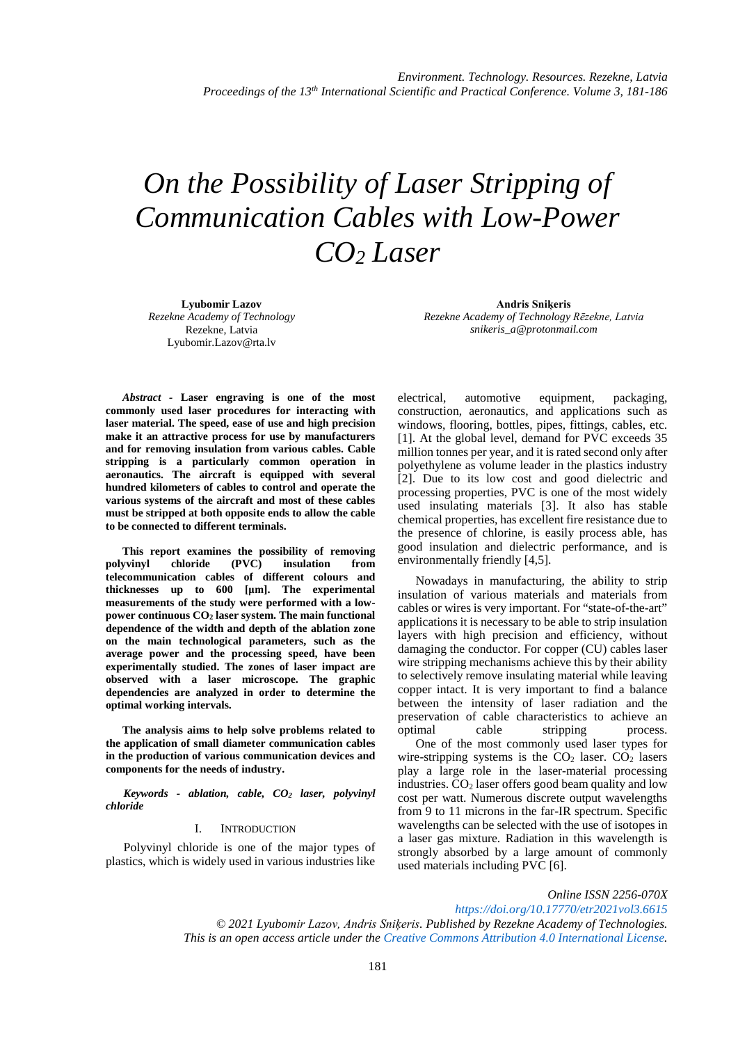# On the Possibility of Laser Stripping of Communication Cables with Low-Power $CO_2$ Laser

**Lyubomir Lazov**
*Rezekne Academy of Technology*
Rezekne, Latvia
Lyubomir.Lazov@rta.lv

**Andris Sniķeris**
*Rezekne Academy of Technology Rēzekne, Latvia*
*snikeris_a@protonmail.com*

***Abstract* - Laser engraving is one of the most commonly used laser procedures for interacting with laser material. The speed, ease of use and high precision make it an attractive process for use by manufacturers and for removing insulation from various cables. Cable stripping is a particularly common operation in aeronautics. The aircraft is equipped with several hundred kilometers of cables to control and operate the various systems of the aircraft and most of these cables must be stripped at both opposite ends to allow the cable to be connected to different terminals.**

**This report examines the possibility of removing polyvinyl chloride (PVC) insulation from telecommunication cables of different colours and thicknesses up to 600 [μm]. The experimental measurements of the study were performed with a low-power continuous $CO_2$ laser system. The main functional dependence of the width and depth of the ablation zone on the main technological parameters, such as the average power and the processing speed, have been experimentally studied. The zones of laser impact are observed with a laser microscope. The graphic dependencies are analyzed in order to determine the optimal working intervals.**

**The analysis aims to help solve problems related to the application of small diameter communication cables in the production of various communication devices and components for the needs of industry.**

***Keywords - ablation, cable, $CO_2$ laser, polyvinyl chloride***

## I. Introduction

Polyvinyl chloride is one of the major types of plastics, which is widely used in various industries like electrical, automotive equipment, packaging, construction, aeronautics, and applications such as windows, flooring, bottles, pipes, fittings, cables, etc. [1]. At the global level, demand for PVC exceeds 35 million tonnes per year, and it is rated second only after polyethylene as volume leader in the plastics industry [2]. Due to its low cost and good dielectric and processing properties, PVC is one of the most widely used insulating materials [3]. It also has stable chemical properties, has excellent fire resistance due to the presence of chlorine, is easily process able, has good insulation and dielectric performance, and is environmentally friendly [4,5].

Nowadays in manufacturing, the ability to strip insulation of various materials and materials from cables or wires is very important. For "state-of-the-art" applications it is necessary to be able to strip insulation layers with high precision and efficiency, without damaging the conductor. For copper (CU) cables laser wire stripping mechanisms achieve this by their ability to selectively remove insulating material while leaving copper intact. It is very important to find a balance between the intensity of laser radiation and the preservation of cable characteristics to achieve an optimal cable stripping process.

One of the most commonly used laser types for wire-stripping systems is the $CO_2$ laser. $CO_2$ lasers play a large role in the laser-material processing industries. $CO_2$ laser offers good beam quality and low cost per watt. Numerous discrete output wavelengths from 9 to 11 microns in the far-IR spectrum. Specific wavelengths can be selected with the use of isotopes in a laser gas mixture. Radiation in this wavelength is strongly absorbed by a large amount of commonly used materials including PVC [6].

Online ISSN 2256-070X
https://doi.org/10.17770/etr2021vol3.6615
© 2021 Lyubomir Lazov, Andris Sniķeris. Published by Rezekne Academy of Technologies.
This is an open access article under the Creative Commons Attribution 4.0 International License.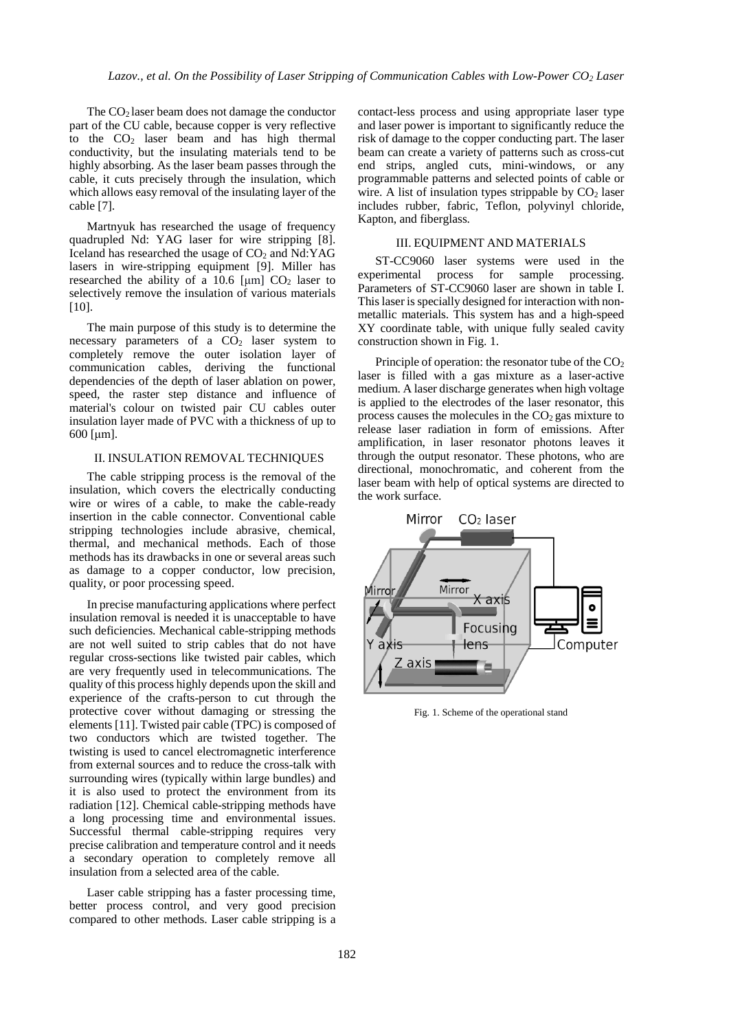The $CO_2$ laser beam does not damage the conductor part of the CU cable, because copper is very reflective to the $CO_2$ laser beam and has high thermal conductivity, but the insulating materials tend to be highly absorbing. As the laser beam passes through the cable, it cuts precisely through the insulation, which which allows easy removal of the insulating layer of the cable [7].

Martnyuk has researched the usage of frequency quadrupled Nd: YAG laser for wire stripping [8]. Iceland has researched the usage of $CO_2$ and Nd:YAG lasers in wire-stripping equipment [9]. Miller has researched the ability of a 10.6 [μm] $CO_2$ laser to selectively remove the insulation of various materials [10].

The main purpose of this study is to determine the necessary parameters of a $CO_2$ laser system to completely remove the outer isolation layer of communication cables, deriving the functional dependencies of the depth of laser ablation on power, speed, the raster step distance and influence of material's colour on twisted pair CU cables outer insulation layer made of PVC with a thickness of up to 600 [μm].

## II. INSULATION REMOVAL TECHNIQUES

The cable stripping process is the removal of the insulation, which covers the electrically conducting wire or wires of a cable, to make the cable-ready insertion in the cable connector. Conventional cable stripping technologies include abrasive, chemical, thermal, and mechanical methods. Each of those methods has its drawbacks in one or several areas such as damage to a copper conductor, low precision, quality, or poor processing speed.

In precise manufacturing applications where perfect insulation removal is needed it is unacceptable to have such deficiencies. Mechanical cable-stripping methods are not well suited to strip cables that do not have regular cross-sections like twisted pair cables, which are very frequently used in telecommunications. The quality of this process highly depends upon the skill and experience of the crafts-person to cut through the protective cover without damaging or stressing the elements [11]. Twisted pair cable (TPC) is composed of two conductors which are twisted together. The twisting is used to cancel electromagnetic interference from external sources and to reduce the cross-talk with surrounding wires (typically within large bundles) and it is also used to protect the environment from its radiation [12]. Chemical cable-stripping methods have a long processing time and environmental issues. Successful thermal cable-stripping requires very precise calibration and temperature control and it needs a secondary operation to completely remove all insulation from a selected area of the cable.

Laser cable stripping has a faster processing time, better process control, and very good precision compared to other methods. Laser cable stripping is a contact-less process and using appropriate laser type and laser power is important to significantly reduce the risk of damage to the copper conducting part. The laser beam can create a variety of patterns such as cross-cut end strips, angled cuts, mini-windows, or any programmable patterns and selected points of cable or wire. A list of insulation types strippable by $CO_2$ laser includes rubber, fabric, Teflon, polyvinyl chloride, Kapton, and fiberglass.

## III. EQUIPMENT AND MATERIALS

ST-CC9060 laser systems were used in the experimental process for sample processing. Parameters of ST-CC9060 laser are shown in table I. This laser is specially designed for interaction with non-metallic materials. This system has and a high-speed XY coordinate table, with unique fully sealed cavity construction shown in Fig. 1.

Principle of operation: the resonator tube of the $CO_2$ laser is filled with a gas mixture as a laser-active medium. A laser discharge generates when high voltage is applied to the electrodes of the laser resonator, this process causes the molecules in the $CO_2$ gas mixture to release laser radiation in form of emissions. After amplification, in laser resonator photons leaves it through the output resonator. These photons, who are directional, monochromatic, and coherent from the laser beam with help of optical systems are directed to the work surface.

Mirror $CO_2$ laser Mirror Mirror X axis Focusing lens Y axis Z axis Computer

Fig. 1. Scheme of the operational stand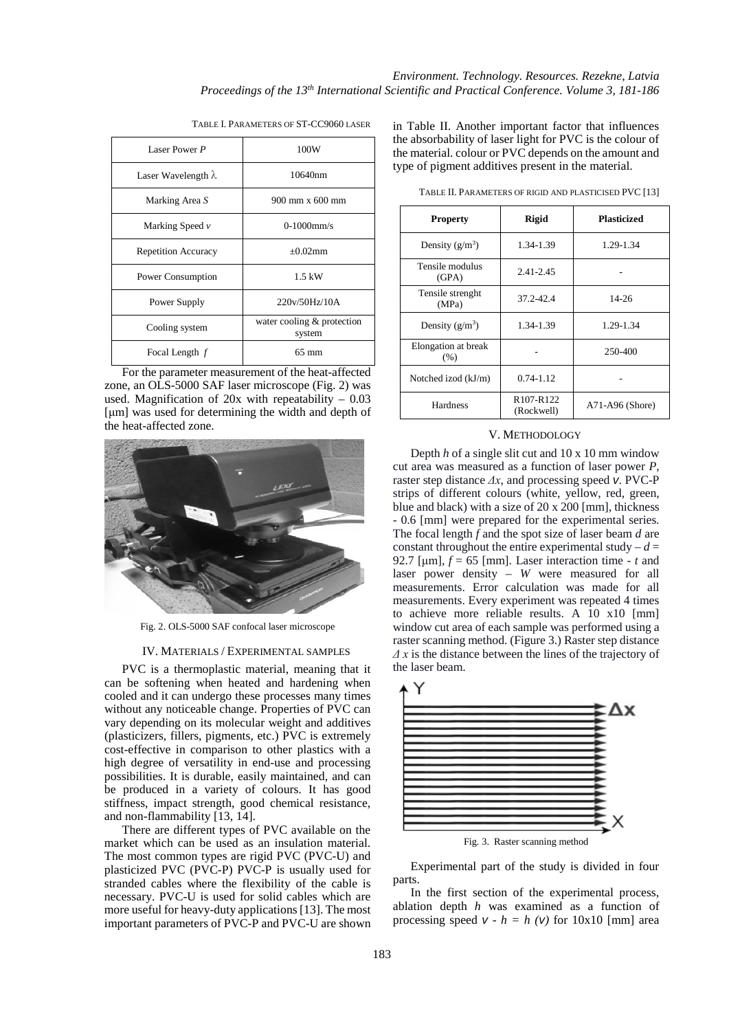TABLE I. PARAMETERS OF ST-CC9060 LASER

| | |
|---|---|
| Laser Power $P$ | 100W |
| Laser Wavelength $\lambda$ | 10640nm |
| Marking Area $S$ | 900 mm x 600 mm |
| Marking Speed $v$ | 0-1000mm/s |
| Repetition Accuracy | ±0.02mm |
| Power Consumption | 1.5 kW |
| Power Supply | 220v/50Hz/10A |
| Cooling system | water cooling & protection system |
| Focal Length $f$ | 65 mm |

For the parameter measurement of the heat-affected zone, an OLS-5000 SAF laser microscope (Fig. 2) was used. Magnification of 20x with repeatability – 0.03 [μm] was used for determining the width and depth of the heat-affected zone.

Fig. 2. OLS-5000 SAF confocal laser microscope

## IV. MATERIALS / EXPERIMENTAL SAMPLES

PVC is a thermoplastic material, meaning that it can be softening when heated and hardening when cooled and it can undergo these processes many times without any noticeable change. Properties of PVC can vary depending on its molecular weight and additives (plasticizers, fillers, pigments, etc.) PVC is extremely cost-effective in comparison to other plastics with a high degree of versatility in end-use and processing possibilities. It is durable, easily maintained, and can be produced in a variety of colours. It has good stiffness, impact strength, good chemical resistance, and non-flammability [13, 14].

There are different types of PVC available on the market which can be used as an insulation material. The most common types are rigid PVC (PVC-U) and plasticized PVC (PVC-P) PVC-P is usually used for stranded cables where the flexibility of the cable is necessary. PVC-U is used for solid cables which are more useful for heavy-duty applications [13]. The most important parameters of PVC-P and PVC-U are shown in Table II. Another important factor that influences the absorbability of laser light for PVC is the colour of the material. colour or PVC depends on the amount and type of pigment additives present in the material.

TABLE II. PARAMETERS OF RIGID AND PLASTICISED PVC [13]

| Property | Rigid | Plasticized |
|---|---|---|
| Density ($g/m^3$) | 1.34-1.39 | 1.29-1.34 |
| Tensile modulus (GPA) | 2.41-2.45 | - |
| Tensile strenght (MPa) | 37.2-42.4 | 14-26 |
| Density ($g/m^3$) | 1.34-1.39 | 1.29-1.34 |
| Elongation at break (%) | - | 250-400 |
| Notched izod (kJ/m) | 0.74-1.12 | - |
| Hardness | R107-R122 (Rockwell) | A71-A96 (Shore) |

## V. METHODOLOGY

Depth $h$ of a single slit cut and 10 x 10 mm window cut area was measured as a function of laser power $P$, raster step distance $\Delta x$, and processing speed $v$. PVC-P strips of different colours (white, yellow, red, green, blue and black) with a size of 20 x 200 [mm], thickness - 0.6 [mm] were prepared for the experimental series. The focal length $f$ and the spot size of laser beam $d$ are constant throughout the entire experimental study – $d$ = 92.7 [μm], $f$ = 65 [mm]. Laser interaction time - $t$ and laser power density – $W$ were measured for all measurements. Error calculation was made for all measurements. Every experiment was repeated 4 times to achieve more reliable results. A 10 x10 [mm] window cut area of each sample was performed using a raster scanning method. (Figure 3.) Raster step distance $\Delta x$ is the distance between the lines of the trajectory of the laser beam.

Fig. 3. Raster scanning method

Experimental part of the study is divided in four parts.

In the first section of the experimental process, ablation depth $h$ was examined as a function of processing speed $v$ - $h = h(v)$ for 10x10 [mm] area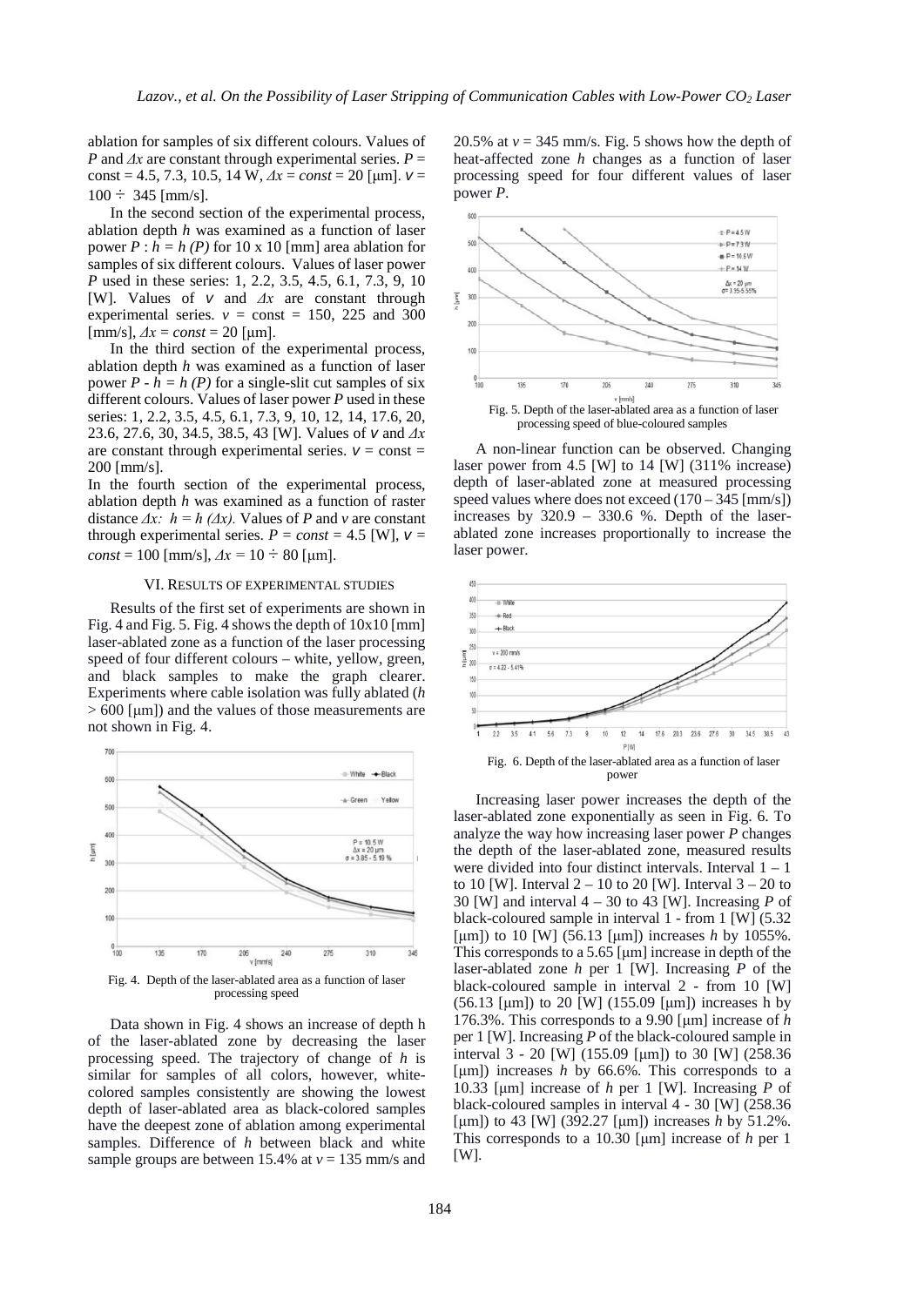ablation for samples of six different colours. Values of $P$ and $\Delta x$ are constant through experimental series. $P$ = const = 4.5, 7.3, 10.5, 14 W, $\Delta x = const$ = 20 [μm]. $v$ = 100 ÷ 345 [mm/s].

In the second section of the experimental process, ablation depth $h$ was examined as a function of laser power $P$ : $h = h\ (P)$ for 10 x 10 [mm] area ablation for samples of six different colours. Values of laser power $P$ used in these series: 1, 2.2, 3.5, 4.5, 6.1, 7.3, 9, 10 [W]. Values of $v$ and $\Delta x$ are constant through experimental series. $v$ = const = 150, 225 and 300 [mm/s], $\Delta x = const$ = 20 [μm].

In the third section of the experimental process, ablation depth $h$ was examined as a function of laser power $P$ - $h = h\ (P)$ for a single-slit cut samples of six different colours. Values of laser power $P$ used in these series: 1, 2.2, 3.5, 4.5, 6.1, 7.3, 9, 10, 12, 14, 17.6, 20, 23.6, 27.6, 30, 34.5, 38.5, 43 [W]. Values of $v$ and $\Delta x$ are constant through experimental series. $v$ = const = 200 [mm/s].

In the fourth section of the experimental process, ablation depth $h$ was examined as a function of raster distance $\Delta x$: $h = h\ (\Delta x)$. Values of $P$ and $v$ are constant through experimental series. $P = const$ = 4.5 [W], $v$ = $const$ = 100 [mm/s], $\Delta x$ = 10 ÷ 80 [μm].

## VI. Results of Experimental Studies

Results of the first set of experiments are shown in Fig. 4 and Fig. 5. Fig. 4 shows the depth of 10x10 [mm] laser-ablated zone as a function of the laser processing speed of four different colours – white, yellow, green, and black samples to make the graph clearer. Experiments where cable isolation was fully ablated ($h$ > 600 [μm]) and the values of those measurements are not shown in Fig. 4.

Fig. 4. Depth of the laser-ablated area as a function of laser processing speed

Data shown in Fig. 4 shows an increase of depth h of the laser-ablated zone by decreasing the laser processing speed. The trajectory of change of $h$ is similar for samples of all colors, however, white-colored samples consistently are showing the lowest depth of laser-ablated area as black-colored samples have the deepest zone of ablation among experimental samples. Difference of $h$ between black and white sample groups are between 15.4% at $v$ = 135 mm/s and 20.5% at $v$ = 345 mm/s. Fig. 5 shows how the depth of heat-affected zone $h$ changes as a function of laser processing speed for four different values of laser power $P$.

Fig. 5. Depth of the laser-ablated area as a function of laser processing speed of blue-coloured samples

A non-linear function can be observed. Changing laser power from 4.5 [W] to 14 [W] (311% increase) depth of laser-ablated zone at measured processing speed values where does not exceed (170 – 345 [mm/s]) increases by 320.9 – 330.6 %. Depth of the laser-ablated zone increases proportionally to increase the laser power.

Fig. 6. Depth of the laser-ablated area as a function of laser power

Increasing laser power increases the depth of the laser-ablated zone exponentially as seen in Fig. 6. To analyze the way how increasing laser power $P$ changes the depth of the laser-ablated zone, measured results were divided into four distinct intervals. Interval 1 – 1 to 10 [W]. Interval 2 – 10 to 20 [W]. Interval 3 – 20 to 30 [W] and interval 4 – 30 to 43 [W]. Increasing $P$ of black-coloured sample in interval 1 - from 1 [W] (5.32 [μm]) to 10 [W] (56.13 [μm]) increases $h$ by 1055%. This corresponds to a 5.65 [μm] increase in depth of the laser-ablated zone $h$ per 1 [W]. Increasing $P$ of the black-coloured sample in interval 2 - from 10 [W] (56.13 [μm]) to 20 [W] (155.09 [μm]) increases h by 176.3%. This corresponds to a 9.90 [μm] increase of $h$ per 1 [W]. Increasing $P$ of the black-coloured sample in interval 3 - 20 [W] (155.09 [μm]) to 30 [W] (258.36 [μm]) increases $h$ by 66.6%. This corresponds to a 10.33 [μm] increase of $h$ per 1 [W]. Increasing $P$ of black-coloured samples in interval 4 - 30 [W] (258.36 [μm]) to 43 [W] (392.27 [μm]) increases $h$ by 51.2%. This corresponds to a 10.30 [μm] increase of $h$ per 1 [W].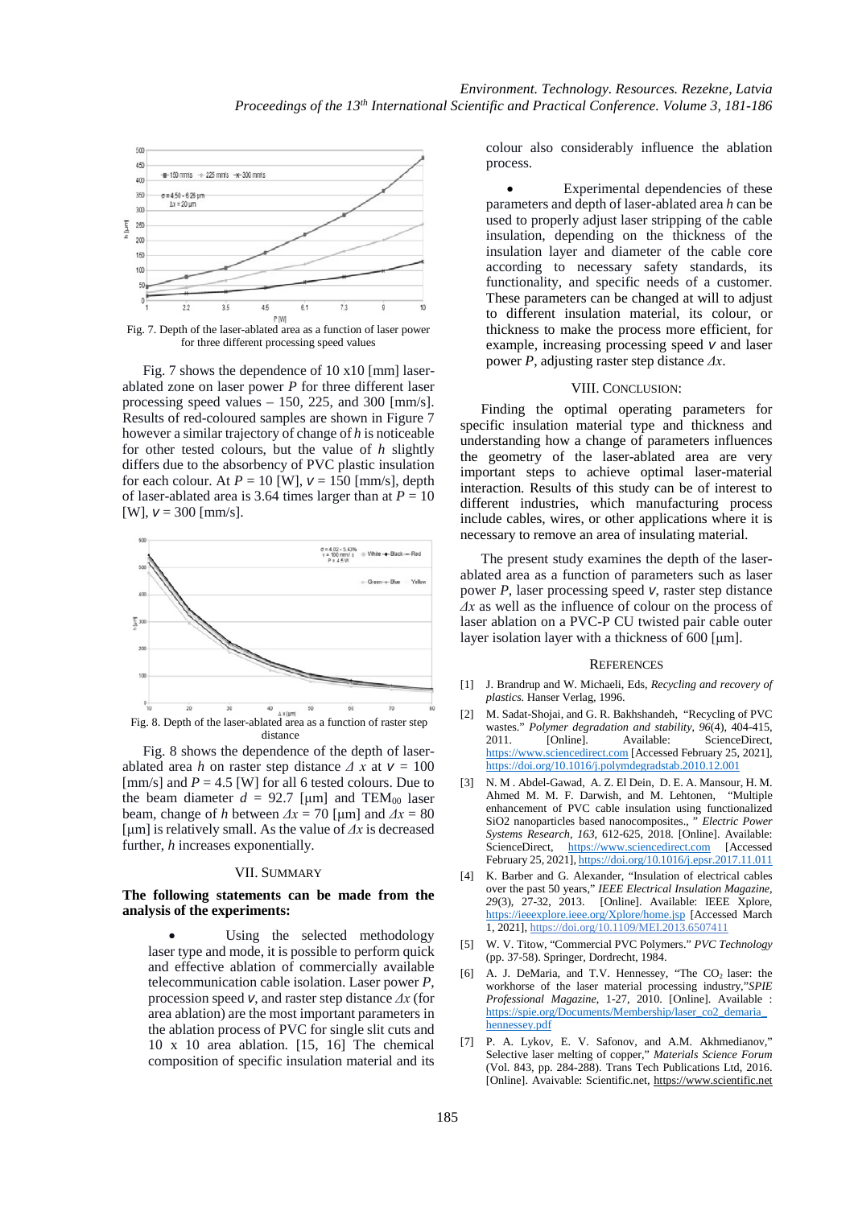Fig. 7. Depth of the laser-ablated area as a function of laser power for three different processing speed values

Fig. 7 shows the dependence of 10 x10 [mm] laser-ablated zone on laser power *P* for three different laser processing speed values – 150, 225, and 300 [mm/s]. Results of red-coloured samples are shown in Figure 7 however a similar trajectory of change of *h* is noticeable for other tested colours, but the value of *h* slightly differs due to the absorbency of PVC plastic insulation for each colour. At $P = 10$ [W], $v = 150$ [mm/s], depth of laser-ablated area is 3.64 times larger than at $P = 10$ [W], $v = 300$ [mm/s].

Fig. 8. Depth of the laser-ablated area as a function of raster step distance

Fig. 8 shows the dependence of the depth of laser-ablated area *h* on raster step distance $\Delta x$ at $v = 100$ [mm/s] and $P = 4.5$ [W] for all 6 tested colours. Due to the beam diameter $d = 92.7$ [μm] and $TEM_{00}$ laser beam, change of *h* between $\Delta x = 70$ [μm] and $\Delta x = 80$ [μm] is relatively small. As the value of $\Delta x$ is decreased further, *h* increases exponentially.

## VII. Summary

**The following statements can be made from the analysis of the experiments:**

- Using the selected methodology laser type and mode, it is possible to perform quick and effective ablation of commercially available telecommunication cable isolation. Laser power *P*, procession speed *v*, and raster step distance $\Delta x$ (for area ablation) are the most important parameters in the ablation process of PVC for single slit cuts and 10 x 10 area ablation. [15, 16] The chemical composition of specific insulation material and its colour also considerably influence the ablation process.

- Experimental dependencies of these parameters and depth of laser-ablated area *h* can be used to properly adjust laser stripping of the cable insulation, depending on the thickness of the insulation layer and diameter of the cable core according to necessary safety standards, its functionality, and specific needs of a customer. These parameters can be changed at will to adjust to different insulation material, its colour, or thickness to make the process more efficient, for example, increasing processing speed *v* and laser power *P*, adjusting raster step distance $\Delta x$.

## VIII. Conclusion:

Finding the optimal operating parameters for specific insulation material type and thickness and understanding how a change of parameters influences the geometry of the laser-ablated area are very important steps to achieve optimal laser-material interaction. Results of this study can be of interest to different industries, which manufacturing process include cables, wires, or other applications where it is necessary to remove an area of insulating material.

The present study examines the depth of the laser-ablated area as a function of parameters such as laser power *P*, laser processing speed *v*, raster step distance $\Delta x$ as well as the influence of colour on the process of laser ablation on a PVC-P CU twisted pair cable outer layer isolation layer with a thickness of 600 [μm].

## References

[1] J. Brandrup and W. Michaeli, Eds, *Recycling and recovery of plastics*. Hanser Verlag, 1996.

[2] M. Sadat-Shojai, and G. R. Bakhshandeh, "Recycling of PVC wastes." *Polymer degradation and stability*, *96*(4), 404-415, 2011. [Online]. Available: ScienceDirect, https://www.sciencedirect.com [Accessed February 25, 2021], https://doi.org/10.1016/j.polymdegradstab.2010.12.001

[3] N. M . Abdel-Gawad, A. Z. El Dein, D. E. A. Mansour, H. M. Ahmed M. M. F. Darwish, and M. Lehtonen, "Multiple enhancement of PVC cable insulation using functionalized SiO2 nanoparticles based nanocomposites., " *Electric Power Systems Research*, *163*, 612-625, 2018. [Online]. Available: ScienceDirect, https://www.sciencedirect.com [Accessed February 25, 2021], https://doi.org/10.1016/j.epsr.2017.11.011

[4] K. Barber and G. Alexander, "Insulation of electrical cables over the past 50 years," *IEEE Electrical Insulation Magazine*, *29*(3), 27-32, 2013. [Online]. Available: IEEE Xplore, https://ieeexplore.ieee.org/Xplore/home.jsp [Accessed March 1, 2021], https://doi.org/10.1109/MEI.2013.6507411

[5] W. V. Titow, "Commercial PVC Polymers." *PVC Technology* (pp. 37-58). Springer, Dordrecht, 1984.

[6] A. J. DeMaria, and T.V. Hennessey, "The $CO_2$ laser: the workhorse of the laser material processing industry,"*SPIE Professional Magazine*, 1-27, 2010. [Online]. Available : https://spie.org/Documents/Membership/laser_co2_demaria_hennessey.pdf

[7] P. A. Lykov, E. V. Safonov, and A.M. Akhmedianov," Selective laser melting of copper," *Materials Science Forum* (Vol. 843, pp. 284-288). Trans Tech Publications Ltd, 2016. [Online]. Avaivable: Scientific.net, https://www.scientific.net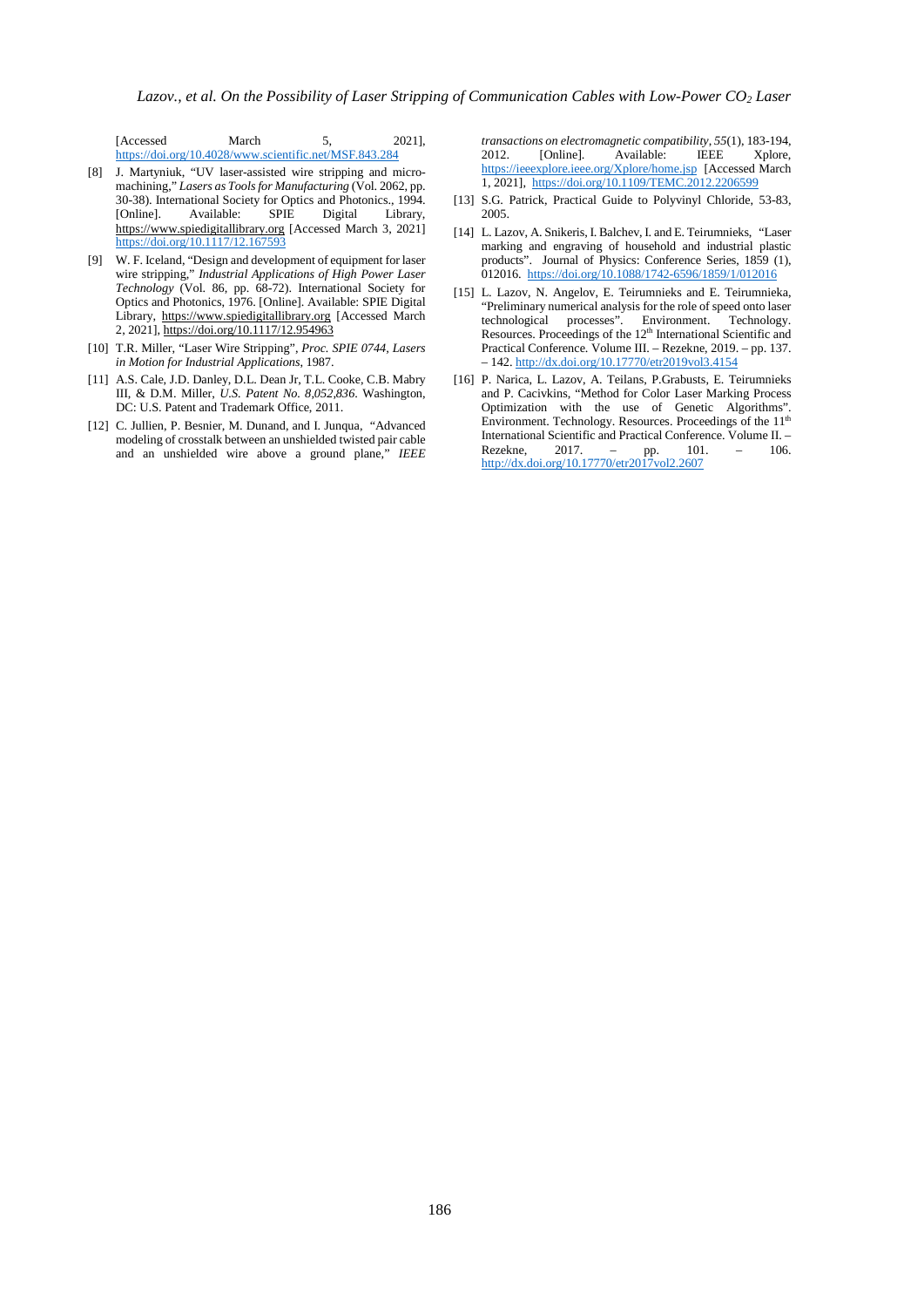[Accessed March 5, 2021], https://doi.org/10.4028/www.scientific.net/MSF.843.284

[8] J. Martyniuk, "UV laser-assisted wire stripping and micro-machining," *Lasers as Tools for Manufacturing* (Vol. 2062, pp. 30-38). International Society for Optics and Photonics., 1994. [Online]. Available: SPIE Digital Library, https://www.spiedigitallibrary.org [Accessed March 3, 2021] https://doi.org/10.1117/12.167593

[9] W. F. Iceland, "Design and development of equipment for laser wire stripping," *Industrial Applications of High Power Laser Technology* (Vol. 86, pp. 68-72). International Society for Optics and Photonics, 1976. [Online]. Available: SPIE Digital Library, https://www.spiedigitallibrary.org [Accessed March 2, 2021], https://doi.org/10.1117/12.954963

[10] T.R. Miller, "Laser Wire Stripping", *Proc. SPIE 0744, Lasers in Motion for Industrial Applications*, 1987.

[11] A.S. Cale, J.D. Danley, D.L. Dean Jr, T.L. Cooke, C.B. Mabry III, & D.M. Miller, *U.S. Patent No. 8,052,836*. Washington, DC: U.S. Patent and Trademark Office, 2011.

[12] C. Jullien, P. Besnier, M. Dunand, and I. Junqua, "Advanced modeling of crosstalk between an unshielded twisted pair cable and an unshielded wire above a ground plane," *IEEE transactions on electromagnetic compatibility*, *55*(1), 183-194, 2012. [Online]. Available: IEEE Xplore, https://ieeexplore.ieee.org/Xplore/home.jsp [Accessed March 1, 2021], https://doi.org/10.1109/TEMC.2012.2206599

[13] S.G. Patrick, Practical Guide to Polyvinyl Chloride, 53-83, 2005.

[14] L. Lazov, A. Snikeris, I. Balchev, I. and E. Teirumnieks, "Laser marking and engraving of household and industrial plastic products". Journal of Physics: Conference Series, 1859 (1), 012016. https://doi.org/10.1088/1742-6596/1859/1/012016

[15] L. Lazov, N. Angelov, E. Teirumnieks and E. Teirumnieka, "Preliminary numerical analysis for the role of speed onto laser technological processes". Environment. Technology. Resources. Proceedings of the 12th International Scientific and Practical Conference. Volume III. – Rezekne, 2019. – pp. 137. – 142. http://dx.doi.org/10.17770/etr2019vol3.4154

[16] P. Narica, L. Lazov, A. Teilans, P.Grabusts, E. Teirumnieks and P. Cacivkins, "Method for Color Laser Marking Process Optimization with the use of Genetic Algorithms". Environment. Technology. Resources. Proceedings of the 11th International Scientific and Practical Conference. Volume II. – Rezekne, 2017. – pp. 101. – 106. http://dx.doi.org/10.17770/etr2017vol2.2607